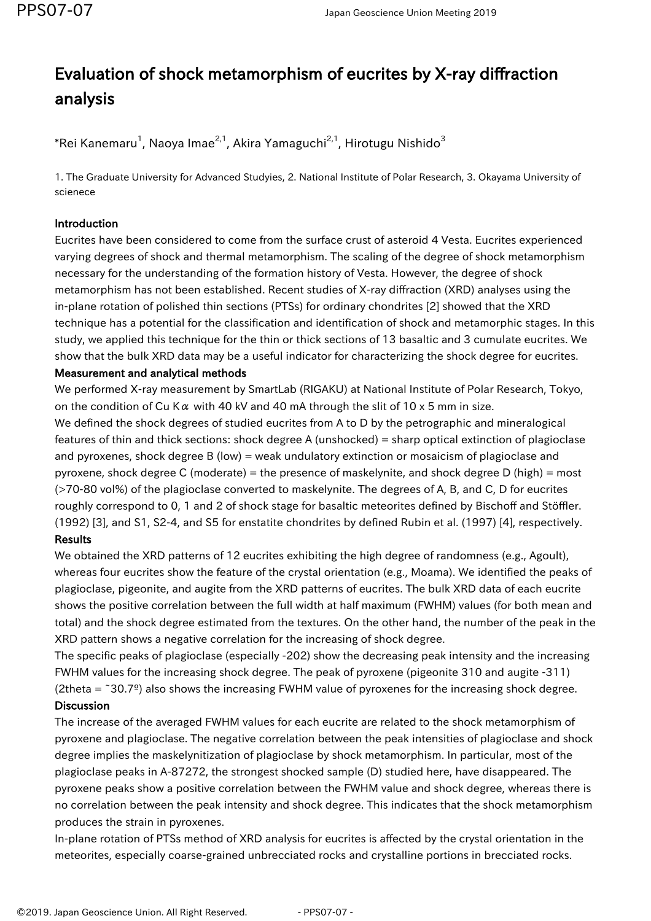# Evaluation of shock metamorphism of eucrites by X-ray diffraction analysis

*Rei Kanemaru[1], Naoya Imae[2,1], Akira Yamaguchi[2,1], Hirotugu Nishido[3]

1. The Graduate University for Advanced Studyies, 2. National Institute of Polar Research, 3. Okayama University of scienece

### Introduction

Eucrites have been considered to come from the surface crust of asteroid 4 Vesta. Eucrites experienced varying degrees of shock and thermal metamorphism. The scaling of the degree of shock metamorphism necessary for the understanding of the formation history of Vesta. However, the degree of shock metamorphism has not been established. Recent studies of X-ray diffraction (XRD) analyses using the in-plane rotation of polished thin sections (PTSs) for ordinary chondrites [2] showed that the XRD technique has a potential for the classification and identification of shock and metamorphic stages. In this study, we applied this technique for the thin or thick sections of 13 basaltic and 3 cumulate eucrites. We show that the bulk XRD data may be a useful indicator for characterizing the shock degree for eucrites.

### Measurement and analytical methods

We performed X-ray measurement by SmartLab (RIGAKU) at National Institute of Polar Research, Tokyo, on the condition of Cu K$\alpha$ with 40 kV and 40 mA through the slit of 10 x 5 mm in size.

We defined the shock degrees of studied eucrites from A to D by the petrographic and mineralogical features of thin and thick sections: shock degree A (unshocked) = sharp optical extinction of plagioclase and pyroxenes, shock degree B (low) = weak undulatory extinction or mosaicism of plagioclase and pyroxene, shock degree C (moderate) = the presence of maskelynite, and shock degree D (high) = most (>70-80 vol%) of the plagioclase converted to maskelynite. The degrees of A, B, and C, D for eucrites roughly correspond to 0, 1 and 2 of shock stage for basaltic meteorites defined by Bischoff and Stöffler. (1992) [3], and S1, S2-4, and S5 for enstatite chondrites by defined Rubin et al. (1997) [4], respectively.

### Results

We obtained the XRD patterns of 12 eucrites exhibiting the high degree of randomness (e.g., Agoult), whereas four eucrites show the feature of the crystal orientation (e.g., Moama). We identified the peaks of plagioclase, pigeonite, and augite from the XRD patterns of eucrites. The bulk XRD data of each eucrite shows the positive correlation between the full width at half maximum (FWHM) values (for both mean and total) and the shock degree estimated from the textures. On the other hand, the number of the peak in the XRD pattern shows a negative correlation for the increasing of shock degree.

The specific peaks of plagioclase (especially -202) show the decreasing peak intensity and the increasing FWHM values for the increasing shock degree. The peak of pyroxene (pigeonite 310 and augite -311) (2theta = ~30.7º) also shows the increasing FWHM value of pyroxenes for the increasing shock degree.

### Discussion

The increase of the averaged FWHM values for each eucrite are related to the shock metamorphism of pyroxene and plagioclase. The negative correlation between the peak intensities of plagioclase and shock degree implies the maskelynitization of plagioclase by shock metamorphism. In particular, most of the plagioclase peaks in A-87272, the strongest shocked sample (D) studied here, have disappeared. The pyroxene peaks show a positive correlation between the FWHM value and shock degree, whereas there is no correlation between the peak intensity and shock degree. This indicates that the shock metamorphism produces the strain in pyroxenes.

In-plane rotation of PTSs method of XRD analysis for eucrites is affected by the crystal orientation in the meteorites, especially coarse-grained unbrecciated rocks and crystalline portions in brecciated rocks.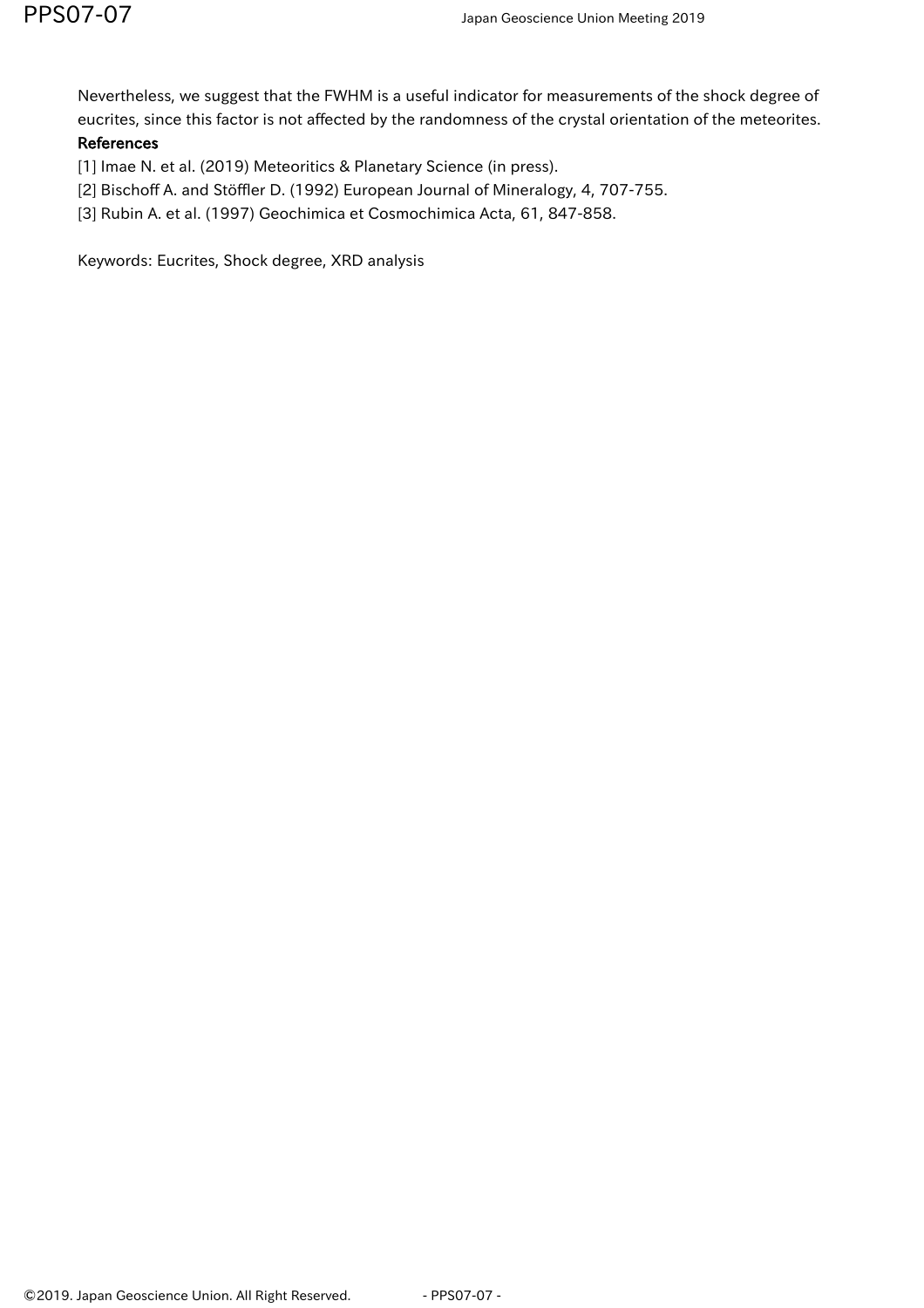Nevertheless, we suggest that the FWHM is a useful indicator for measurements of the shock degree of eucrites, since this factor is not affected by the randomness of the crystal orientation of the meteorites.

**References**

[1] Imae N. et al. (2019) Meteoritics & Planetary Science (in press).

[2] Bischoff A. and Stöffler D. (1992) European Journal of Mineralogy, 4, 707-755.

[3] Rubin A. et al. (1997) Geochimica et Cosmochimica Acta, 61, 847-858.

Keywords: Eucrites, Shock degree, XRD analysis